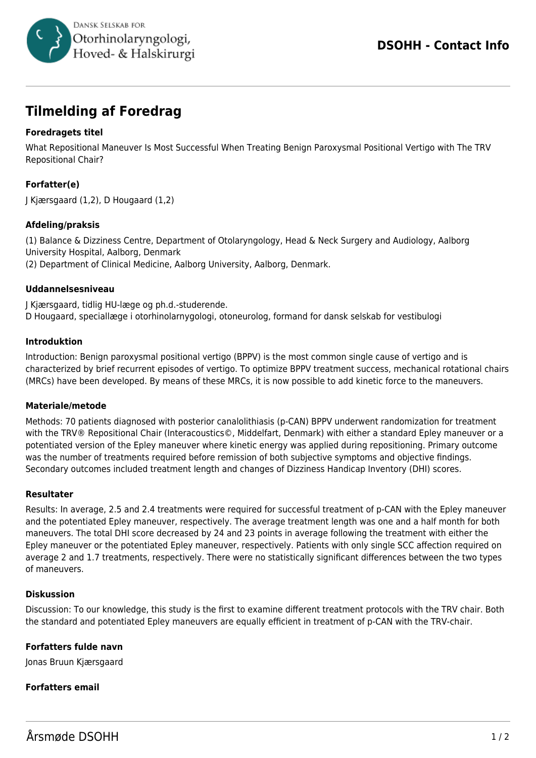# Tilmelding af Foredrag

### Foredragets titel

What Repositional Maneuver Is Most Successful When Treating Benign Paroxysmal Positional Vertigo with The TRV Repositional Chair?

### Forfatter(e)

J Kjærsgaard (1,2), D Hougaard (1,2)

### Afdeling/praksis

(1) Balance & Dizziness Centre, Department of Otolaryngology, Head & Neck Surgery and Audiology, Aalborg University Hospital, Aalborg, Denmark
(2) Department of Clinical Medicine, Aalborg University, Aalborg, Denmark.

### Uddannelsesniveau

J Kjærsgaard, tidlig HU-læge og ph.d.-studerende.
D Hougaard, speciallæge i otorhinolarnygologi, otoneurolog, formand for dansk selskab for vestibulogi

### Introduktion

Introduction: Benign paroxysmal positional vertigo (BPPV) is the most common single cause of vertigo and is characterized by brief recurrent episodes of vertigo. To optimize BPPV treatment success, mechanical rotational chairs (MRCs) have been developed. By means of these MRCs, it is now possible to add kinetic force to the maneuvers.

### Materiale/metode

Methods: 70 patients diagnosed with posterior canalolithiasis (p-CAN) BPPV underwent randomization for treatment with the TRV® Repositional Chair (Interacoustics©, Middelfart, Denmark) with either a standard Epley maneuver or a potentiated version of the Epley maneuver where kinetic energy was applied during repositioning. Primary outcome was the number of treatments required before remission of both subjective symptoms and objective findings. Secondary outcomes included treatment length and changes of Dizziness Handicap Inventory (DHI) scores.

### Resultater

Results: In average, 2.5 and 2.4 treatments were required for successful treatment of p-CAN with the Epley maneuver and the potentiated Epley maneuver, respectively. The average treatment length was one and a half month for both maneuvers. The total DHI score decreased by 24 and 23 points in average following the treatment with either the Epley maneuver or the potentiated Epley maneuver, respectively. Patients with only single SCC affection required on average 2 and 1.7 treatments, respectively. There were no statistically significant differences between the two types of maneuvers.

### Diskussion

Discussion: To our knowledge, this study is the first to examine different treatment protocols with the TRV chair. Both the standard and potentiated Epley maneuvers are equally efficient in treatment of p-CAN with the TRV-chair.

### Forfatters fulde navn

Jonas Bruun Kjærsgaard

### Forfatters email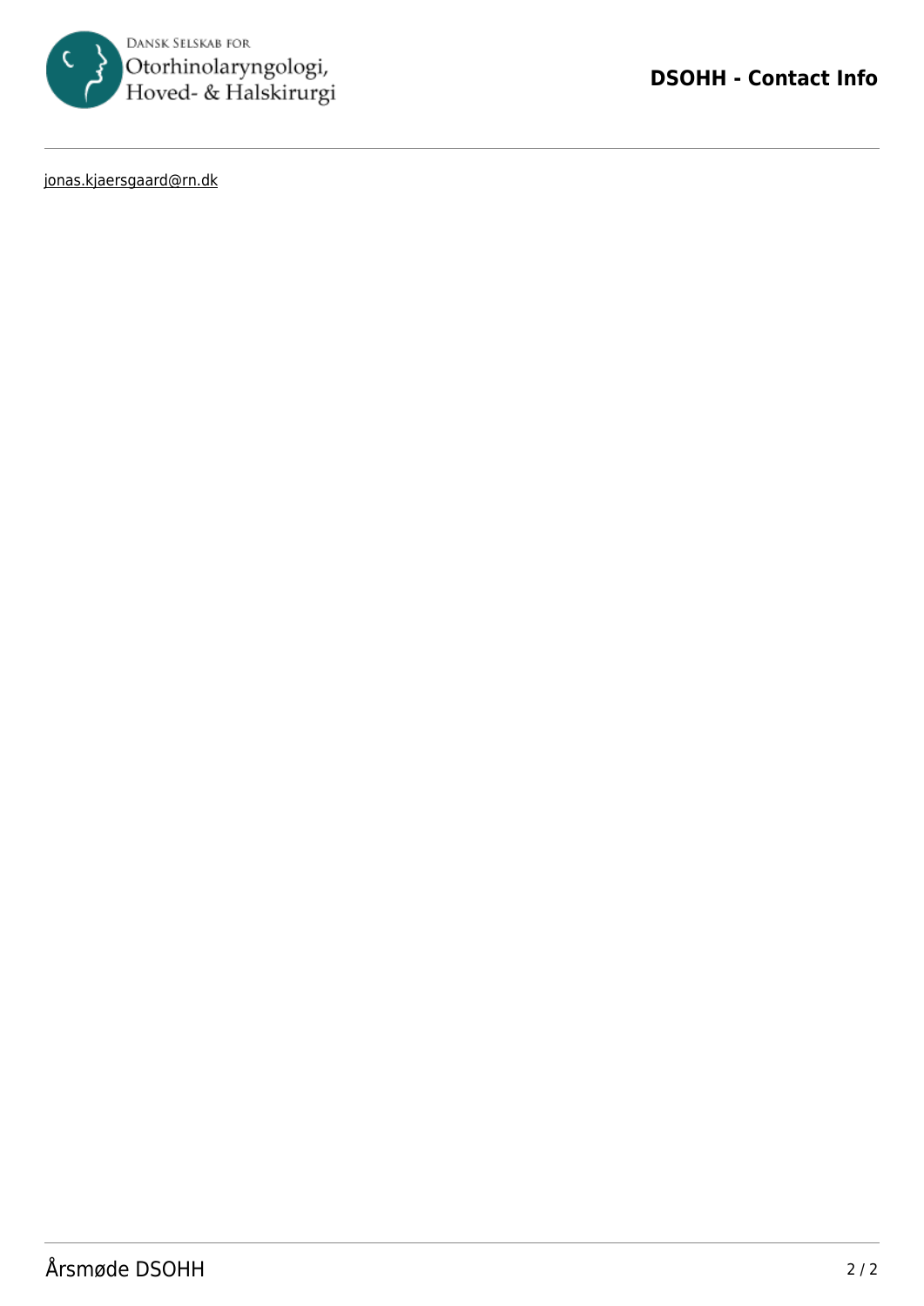jonas.kjaersgaard@rn.dk